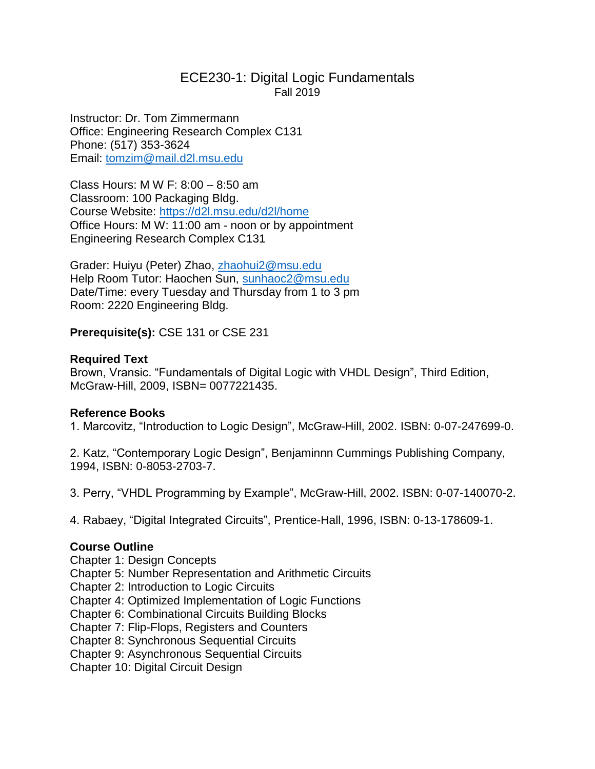# ECE230-1: Digital Logic Fundamentals

Fall 2019

Instructor: Dr. Tom Zimmermann
Office: Engineering Research Complex C131
Phone: (517) 353-3624
Email: tomzim@mail.d2l.msu.edu

Class Hours: M W F: 8:00 – 8:50 am
Classroom: 100 Packaging Bldg.
Course Website: https://d2l.msu.edu/d2l/home
Office Hours: M W: 11:00 am - noon or by appointment
Engineering Research Complex C131

Grader: Huiyu (Peter) Zhao, zhaohui2@msu.edu
Help Room Tutor: Haochen Sun, sunhaoc2@msu.edu
Date/Time: every Tuesday and Thursday from 1 to 3 pm
Room: 2220 Engineering Bldg.

**Prerequisite(s):** CSE 131 or CSE 231

**Required Text**
Brown, Vransic. "Fundamentals of Digital Logic with VHDL Design", Third Edition, McGraw-Hill, 2009, ISBN= 0077221435.

**Reference Books**

1. Marcovitz, "Introduction to Logic Design", McGraw-Hill, 2002. ISBN: 0-07-247699-0.

2. Katz, "Contemporary Logic Design", Benjaminnn Cummings Publishing Company, 1994, ISBN: 0-8053-2703-7.

3. Perry, "VHDL Programming by Example", McGraw-Hill, 2002. ISBN: 0-07-140070-2.

4. Rabaey, "Digital Integrated Circuits", Prentice-Hall, 1996, ISBN: 0-13-178609-1.

**Course Outline**
Chapter 1: Design Concepts
Chapter 5: Number Representation and Arithmetic Circuits
Chapter 2: Introduction to Logic Circuits
Chapter 4: Optimized Implementation of Logic Functions
Chapter 6: Combinational Circuits Building Blocks
Chapter 7: Flip-Flops, Registers and Counters
Chapter 8: Synchronous Sequential Circuits
Chapter 9: Asynchronous Sequential Circuits
Chapter 10: Digital Circuit Design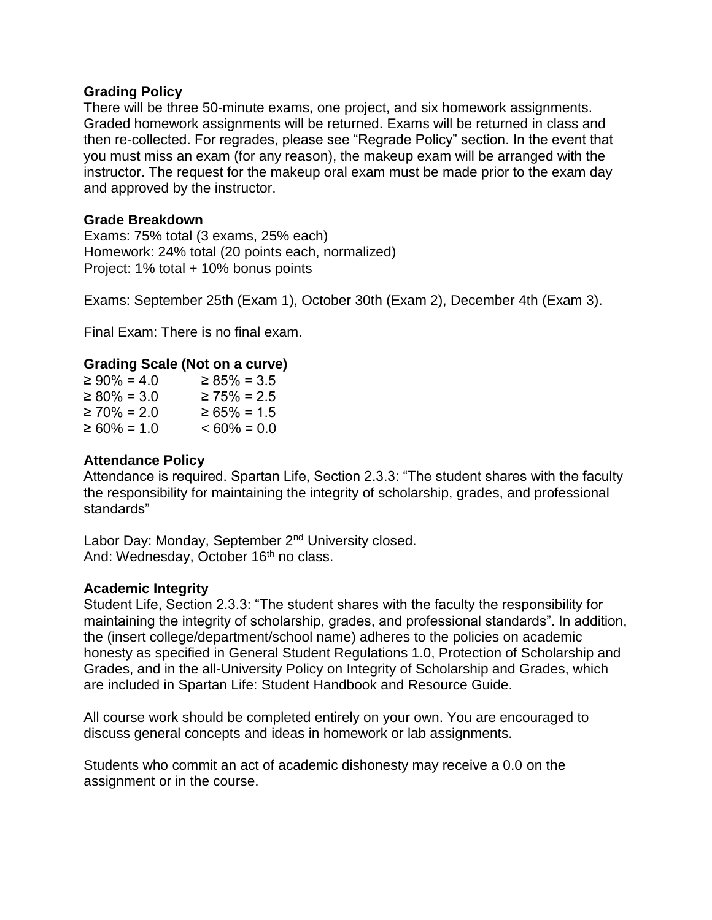### Grading Policy

There will be three 50-minute exams, one project, and six homework assignments. Graded homework assignments will be returned. Exams will be returned in class and then re-collected. For regrades, please see "Regrade Policy" section. In the event that you must miss an exam (for any reason), the makeup exam will be arranged with the instructor. The request for the makeup oral exam must be made prior to the exam day and approved by the instructor.

### Grade Breakdown

Exams: 75% total (3 exams, 25% each)
Homework: 24% total (20 points each, normalized)
Project: 1% total + 10% bonus points

Exams: September 25th (Exam 1), October 30th (Exam 2), December 4th (Exam 3).

Final Exam: There is no final exam.

### Grading Scale (Not on a curve)

| | |
|---|---|
| ≥ 90% = 4.0 | ≥ 85% = 3.5 |
| ≥ 80% = 3.0 | ≥ 75% = 2.5 |
| ≥ 70% = 2.0 | ≥ 65% = 1.5 |
| ≥ 60% = 1.0 | < 60% = 0.0 |

### Attendance Policy

Attendance is required. Spartan Life, Section 2.3.3: "The student shares with the faculty the responsibility for maintaining the integrity of scholarship, grades, and professional standards"

Labor Day: Monday, September 2nd University closed.
And: Wednesday, October 16th no class.

### Academic Integrity

Student Life, Section 2.3.3: "The student shares with the faculty the responsibility for maintaining the integrity of scholarship, grades, and professional standards". In addition, the (insert college/department/school name) adheres to the policies on academic honesty as specified in General Student Regulations 1.0, Protection of Scholarship and Grades, and in the all-University Policy on Integrity of Scholarship and Grades, which are included in Spartan Life: Student Handbook and Resource Guide.

All course work should be completed entirely on your own. You are encouraged to discuss general concepts and ideas in homework or lab assignments.

Students who commit an act of academic dishonesty may receive a 0.0 on the assignment or in the course.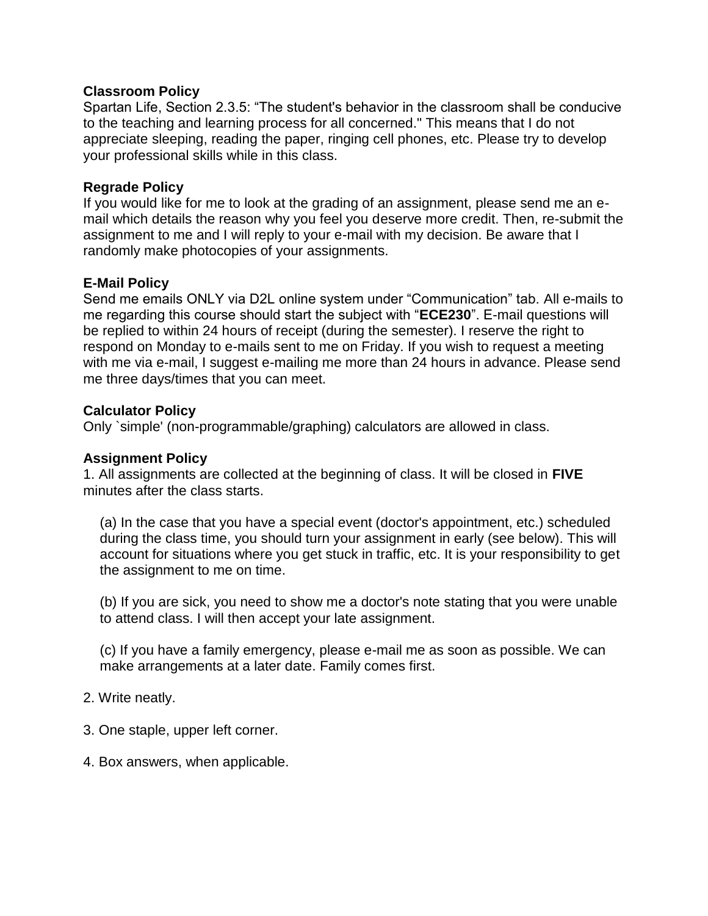**Classroom Policy**
Spartan Life, Section 2.3.5: "The student's behavior in the classroom shall be conducive to the teaching and learning process for all concerned." This means that I do not appreciate sleeping, reading the paper, ringing cell phones, etc. Please try to develop your professional skills while in this class.

**Regrade Policy**
If you would like for me to look at the grading of an assignment, please send me an e-mail which details the reason why you feel you deserve more credit. Then, re-submit the assignment to me and I will reply to your e-mail with my decision. Be aware that I randomly make photocopies of your assignments.

**E-Mail Policy**
Send me emails ONLY via D2L online system under "Communication" tab. All e-mails to me regarding this course should start the subject with "**ECE230**". E-mail questions will be replied to within 24 hours of receipt (during the semester). I reserve the right to respond on Monday to e-mails sent to me on Friday. If you wish to request a meeting with me via e-mail, I suggest e-mailing me more than 24 hours in advance. Please send me three days/times that you can meet.

**Calculator Policy**
Only `simple' (non-programmable/graphing) calculators are allowed in class.

**Assignment Policy**

1. All assignments are collected at the beginning of class. It will be closed in **FIVE** minutes after the class starts.

   (a) In the case that you have a special event (doctor's appointment, etc.) scheduled during the class time, you should turn your assignment in early (see below). This will account for situations where you get stuck in traffic, etc. It is your responsibility to get the assignment to me on time.

   (b) If you are sick, you need to show me a doctor's note stating that you were unable to attend class. I will then accept your late assignment.

   (c) If you have a family emergency, please e-mail me as soon as possible. We can make arrangements at a later date. Family comes first.

2. Write neatly.

3. One staple, upper left corner.

4. Box answers, when applicable.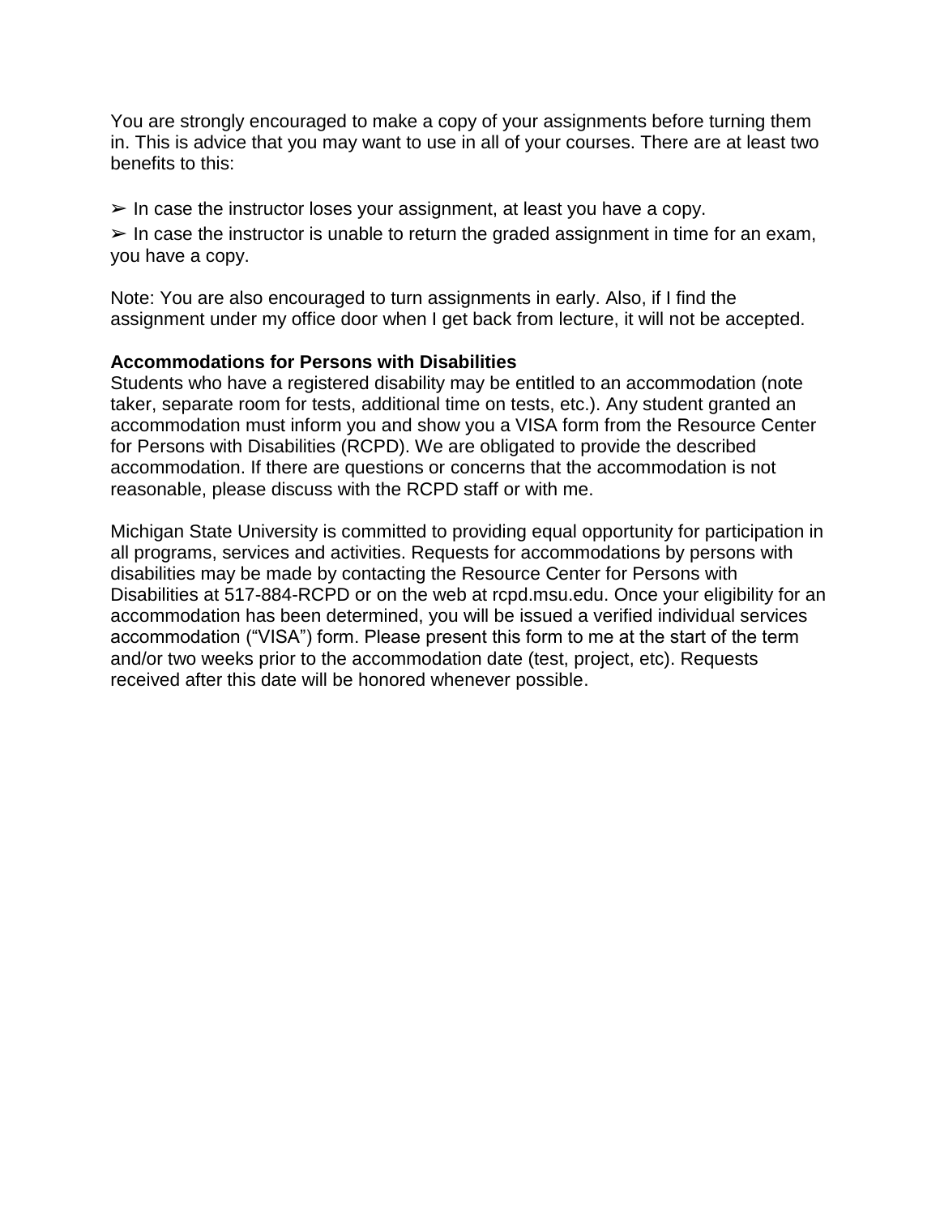You are strongly encouraged to make a copy of your assignments before turning them in. This is advice that you may want to use in all of your courses. There are at least two benefits to this:

➢ In case the instructor loses your assignment, at least you have a copy.

➢ In case the instructor is unable to return the graded assignment in time for an exam, you have a copy.

Note: You are also encouraged to turn assignments in early. Also, if I find the assignment under my office door when I get back from lecture, it will not be accepted.

**Accommodations for Persons with Disabilities**

Students who have a registered disability may be entitled to an accommodation (note taker, separate room for tests, additional time on tests, etc.). Any student granted an accommodation must inform you and show you a VISA form from the Resource Center for Persons with Disabilities (RCPD). We are obligated to provide the described accommodation. If there are questions or concerns that the accommodation is not reasonable, please discuss with the RCPD staff or with me.

Michigan State University is committed to providing equal opportunity for participation in all programs, services and activities. Requests for accommodations by persons with disabilities may be made by contacting the Resource Center for Persons with Disabilities at 517-884-RCPD or on the web at rcpd.msu.edu. Once your eligibility for an accommodation has been determined, you will be issued a verified individual services accommodation (“VISA”) form. Please present this form to me at the start of the term and/or two weeks prior to the accommodation date (test, project, etc). Requests received after this date will be honored whenever possible.